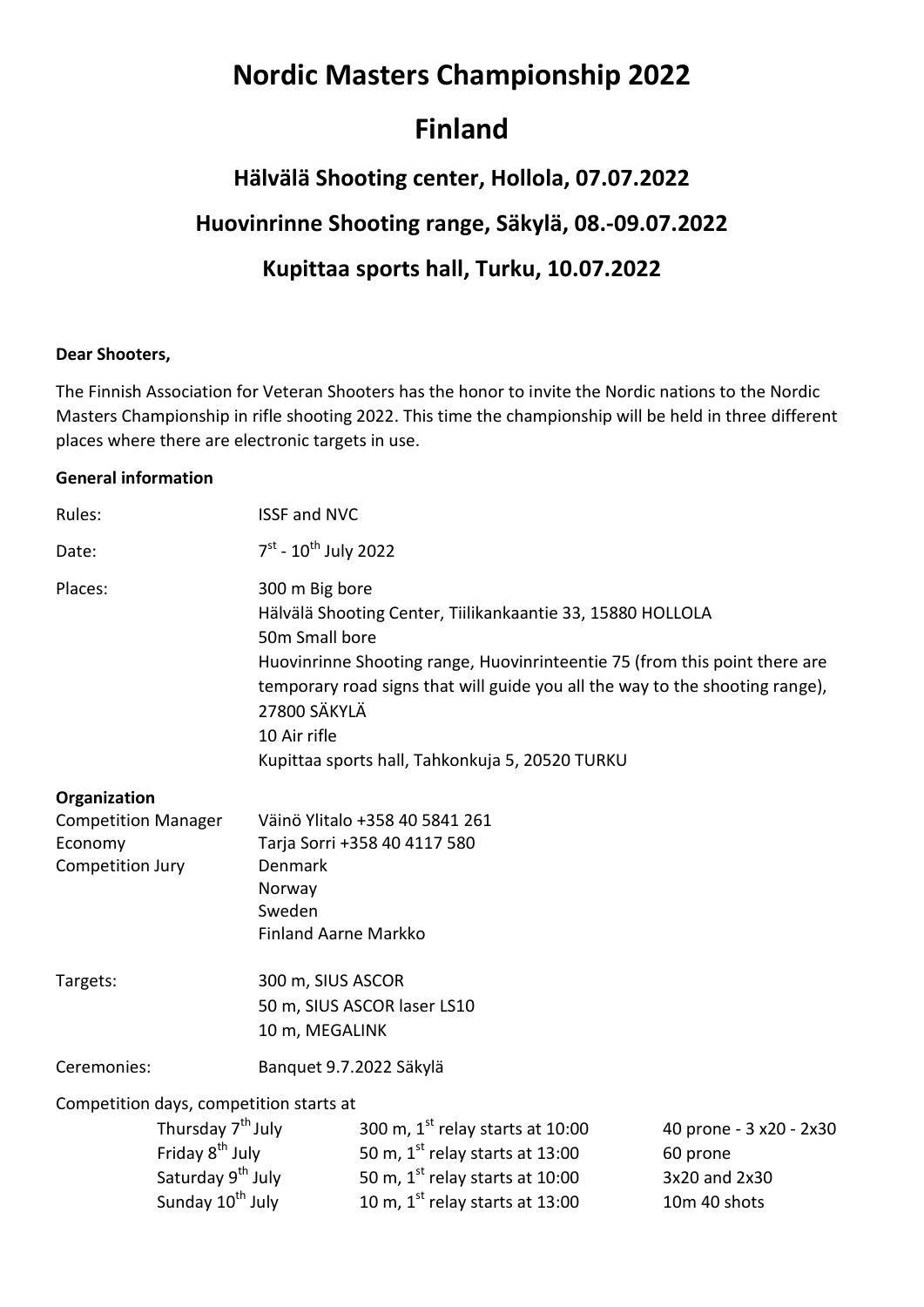# Nordic Masters Championship 2022

# Finland

## Hälvälä Shooting center, Hollola, 07.07.2022

## Huovinrinne Shooting range, Säkylä, 08.-09.07.2022

## Kupittaa sports hall, Turku, 10.07.2022

**Dear Shooters,**

The Finnish Association for Veteran Shooters has the honor to invite the Nordic nations to the Nordic Masters Championship in rifle shooting 2022. This time the championship will be held in three different places where there are electronic targets in use.

**General information**

| | |
|---|---|
| Rules: | ISSF and NVC |
| Date: | 7st - 10th July 2022 |
| Places: | 300 m Big bore<br>Hälvälä Shooting Center, Tiilikankaantie 33, 15880 HOLLOLA<br>50m Small bore<br>Huovinrinne Shooting range, Huovinrinteentie 75 (from this point there are temporary road signs that will guide you all the way to the shooting range), 27800 SÄKYLÄ<br>10 Air rifle<br>Kupittaa sports hall, Tahkonkuja 5, 20520 TURKU |

**Organization**

| | |
|---|---|
| Competition Manager | Väinö Ylitalo +358 40 5841 261 |
| Economy | Tarja Sorri +358 40 4117 580 |
| Competition Jury | Denmark<br>Norway<br>Sweden<br>Finland Aarne Markko |
| Targets: | 300 m, SIUS ASCOR<br>50 m, SIUS ASCOR laser LS10<br>10 m, MEGALINK |
| Ceremonies: | Banquet 9.7.2022 Säkylä |

Competition days, competition starts at

| | | |
|---|---|---|
| Thursday 7th July | 300 m, 1st relay starts at 10:00 | 40 prone - 3 x20 - 2x30 |
| Friday 8th July | 50 m, 1st relay starts at 13:00 | 60 prone |
| Saturday 9th July | 50 m, 1st relay starts at 10:00 | 3x20 and 2x30 |
| Sunday 10th July | 10 m, 1st relay starts at 13:00 | 10m 40 shots |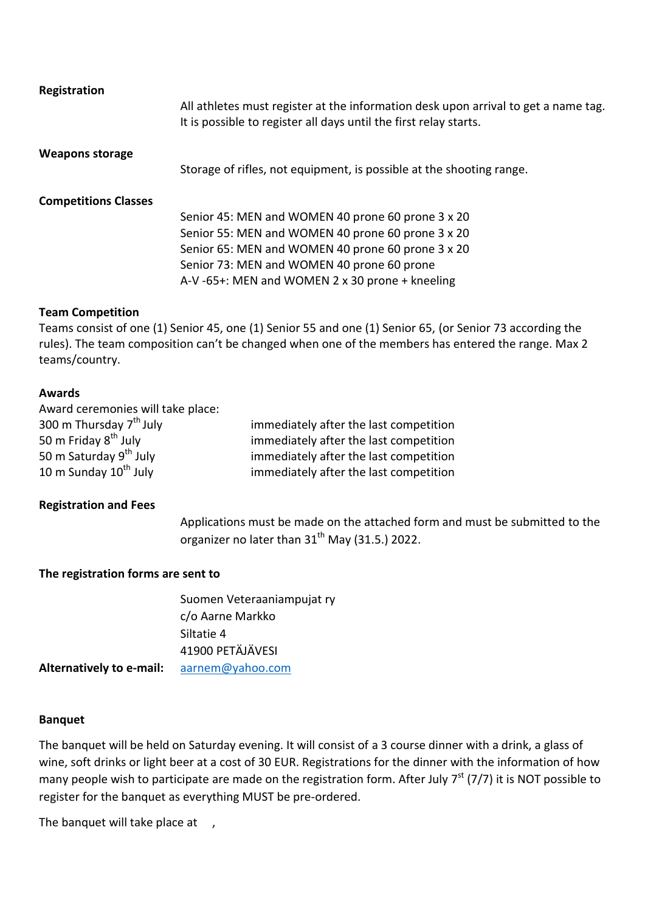**Registration**

All athletes must register at the information desk upon arrival to get a name tag. It is possible to register all days until the first relay starts.

**Weapons storage**

Storage of rifles, not equipment, is possible at the shooting range.

**Competitions Classes**

Senior 45: MEN and WOMEN 40 prone 60 prone 3 x 20
Senior 55: MEN and WOMEN 40 prone 60 prone 3 x 20
Senior 65: MEN and WOMEN 40 prone 60 prone 3 x 20
Senior 73: MEN and WOMEN 40 prone 60 prone
A-V -65+: MEN and WOMEN 2 x 30 prone + kneeling

**Team Competition**

Teams consist of one (1) Senior 45, one (1) Senior 55 and one (1) Senior 65, (or Senior 73 according the rules). The team composition can't be changed when one of the members has entered the range. Max 2 teams/country.

**Awards**

Award ceremonies will take place:

| | |
|---|---|
| 300 m Thursday 7th July | immediately after the last competition |
| 50 m Friday 8th July | immediately after the last competition |
| 50 m Saturday 9th July | immediately after the last competition |
| 10 m Sunday 10th July | immediately after the last competition |

**Registration and Fees**

Applications must be made on the attached form and must be submitted to the organizer no later than 31th May (31.5.) 2022.

**The registration forms are sent to**

Suomen Veteraaniampujat ry
c/o Aarne Markko
Siltatie 4
41900 PETÄJÄVESI

**Alternatively to e-mail:** aarnem@yahoo.com

**Banquet**

The banquet will be held on Saturday evening. It will consist of a 3 course dinner with a drink, a glass of wine, soft drinks or light beer at a cost of 30 EUR. Registrations for the dinner with the information of how many people wish to participate are made on the registration form. After July 7st (7/7) it is NOT possible to register for the banquet as everything MUST be pre-ordered.

The banquet will take place at ,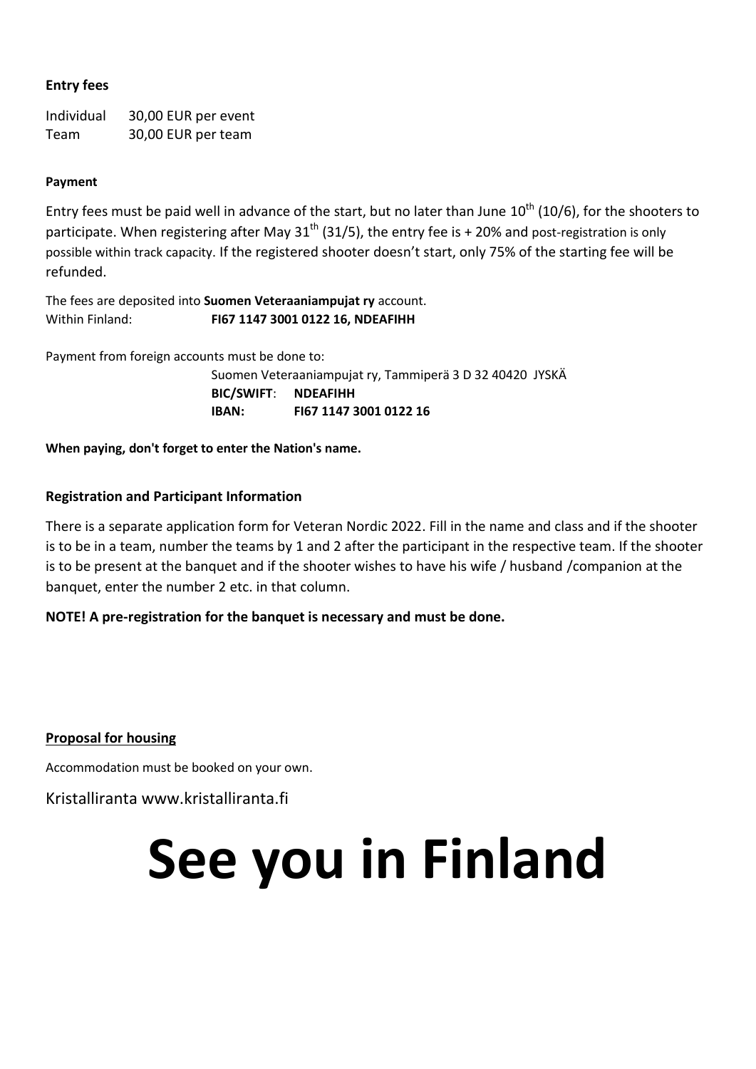**Entry fees**

| | |
|---|---|
| Individual | 30,00 EUR per event |
| Team | 30,00 EUR per team |

**Payment**

Entry fees must be paid well in advance of the start, but no later than June 10th (10/6), for the shooters to participate. When registering after May 31th (31/5), the entry fee is + 20% and post-registration is only possible within track capacity. If the registered shooter doesn't start, only 75% of the starting fee will be refunded.

The fees are deposited into **Suomen Veteraaniampujat ry** account.
Within Finland: **FI67 1147 3001 0122 16, NDEAFIHH**

Payment from foreign accounts must be done to:

Suomen Veteraaniampujat ry, Tammiperä 3 D 32 40420 JYSKÄ
**BIC/SWIFT**: **NDEAFIHH**
**IBAN: FI67 1147 3001 0122 16**

**When paying, don't forget to enter the Nation's name.**

**Registration and Participant Information**

There is a separate application form for Veteran Nordic 2022. Fill in the name and class and if the shooter is to be in a team, number the teams by 1 and 2 after the participant in the respective team. If the shooter is to be present at the banquet and if the shooter wishes to have his wife / husband /companion at the banquet, enter the number 2 etc. in that column.

**NOTE! A pre-registration for the banquet is necessary and must be done.**

**Proposal for housing**

Accommodation must be booked on your own.

Kristalliranta www.kristalliranta.fi

# See you in Finland